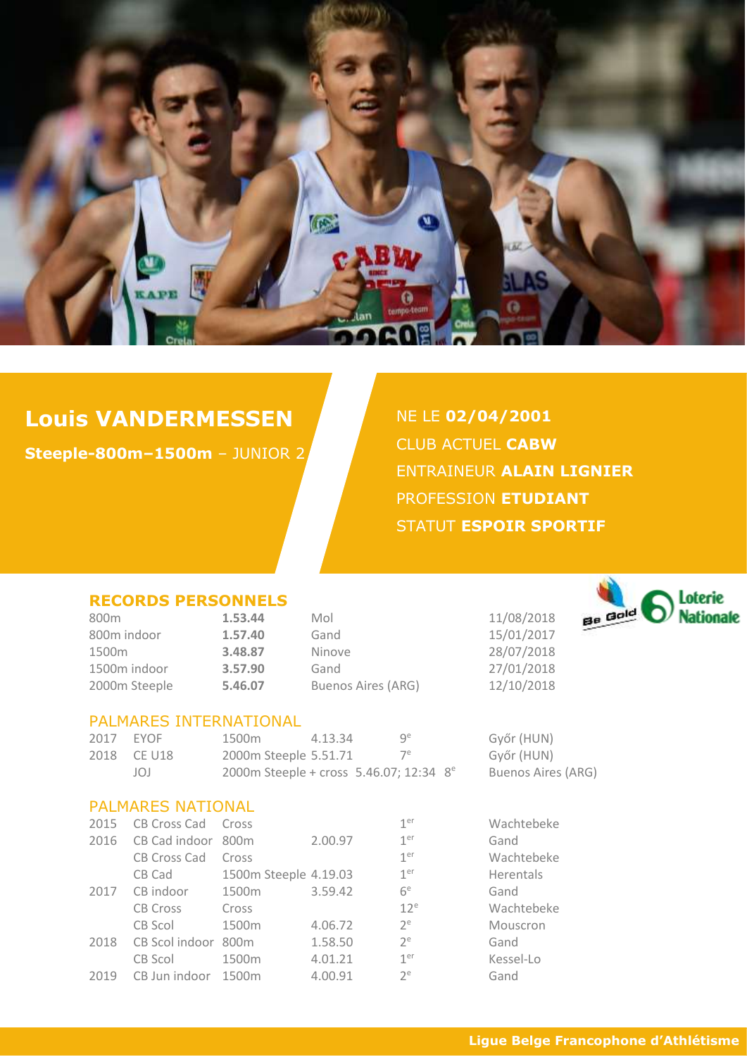# Louis VANDERMESSEN

**Steple-800m–1500m** – JUNIOR 2

NE LE **02/04/2001**
CLUB ACTUEL **CABW**
ENTRAINEUR **ALAIN LIGNIER**
PROFESSION **ETUDIANT**
STATUT **ESPOIR SPORTIF**

## RECORDS PERSONNELS

| | | | |
|---|---|---|---|
| 800m | **1.53.44** | Mol | 11/08/2018 |
| 800m indoor | **1.57.40** | Gand | 15/01/2017 |
| 1500m | **3.48.87** | Ninove | 28/07/2018 |
| 1500m indoor | **3.57.90** | Gand | 27/01/2018 |
| 2000m Steeple | **5.46.07** | Buenos Aires (ARG) | 12/10/2018 |

## PALMARES INTERNATIONAL

| | | | | | |
|---|---|---|---|---|---|
| 2017 | EYOF | 1500m | 4.13.34 | 9e | Győr (HUN) |
| 2018 | CE U18 | 2000m Steeple | 5.51.71 | 7e | Győr (HUN) |
| | JOJ | 2000m Steeple + cross | 5.46.07; 12:34 | 8e | Buenos Aires (ARG) |

## PALMARES NATIONAL

| | | | | | |
|---|---|---|---|---|---|
| 2015 | CB Cross Cad | Cross | | 1er | Wachtebeke |
| 2016 | CB Cad indoor | 800m | 2.00.97 | 1er | Gand |
| | CB Cross Cad | Cross | | 1er | Wachtebeke |
| | CB Cad | 1500m Steeple | 4.19.03 | 1er | Herentals |
| 2017 | CB indoor | 1500m | 3.59.42 | 6e | Gand |
| | CB Cross | Cross | | 12e | Wachtebeke |
| | CB Scol | 1500m | 4.06.72 | 2e | Mouscron |
| 2018 | CB Scol indoor | 800m | 1.58.50 | 2e | Gand |
| | CB Scol | 1500m | 4.01.21 | 1er | Kessel-Lo |
| 2019 | CB Jun indoor | 1500m | 4.00.91 | 2e | Gand |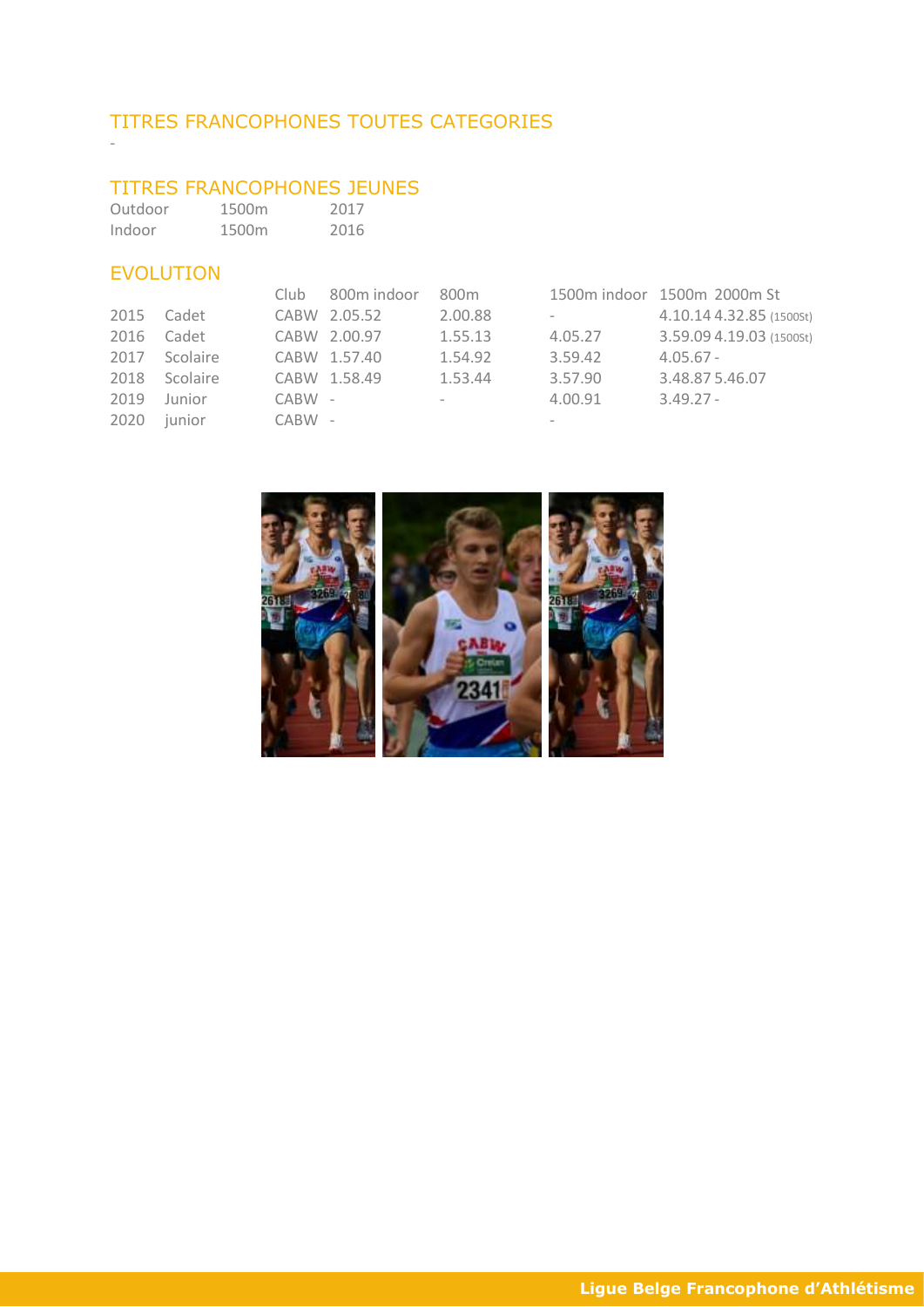## TITRES FRANCOPHONES TOUTES CATEGORIES

-

## TITRES FRANCOPHONES JEUNES

| | | |
|---|---|---|
| Outdoor | 1500m | 2017 |
| Indoor | 1500m | 2016 |

## EVOLUTION

| | | Club | 800m indoor | 800m | 1500m indoor | 1500m | 2000m St |
|---|---|---|---|---|---|---|---|
| 2015 | Cadet | CABW | 2.05.52 | 2.00.88 | - | 4.10.14 | 4.32.85 (1500St) |
| 2016 | Cadet | CABW | 2.00.97 | 1.55.13 | 4.05.27 | 3.59.09 | 4.19.03 (1500St) |
| 2017 | Scolaire | CABW | 1.57.40 | 1.54.92 | 3.59.42 | 4.05.67 | - |
| 2018 | Scolaire | CABW | 1.58.49 | 1.53.44 | 3.57.90 | 3.48.87 | 5.46.07 |
| 2019 | Junior | CABW | - | - | 4.00.91 | 3.49.27 | - |
| 2020 | junior | CABW | - | | - | | |